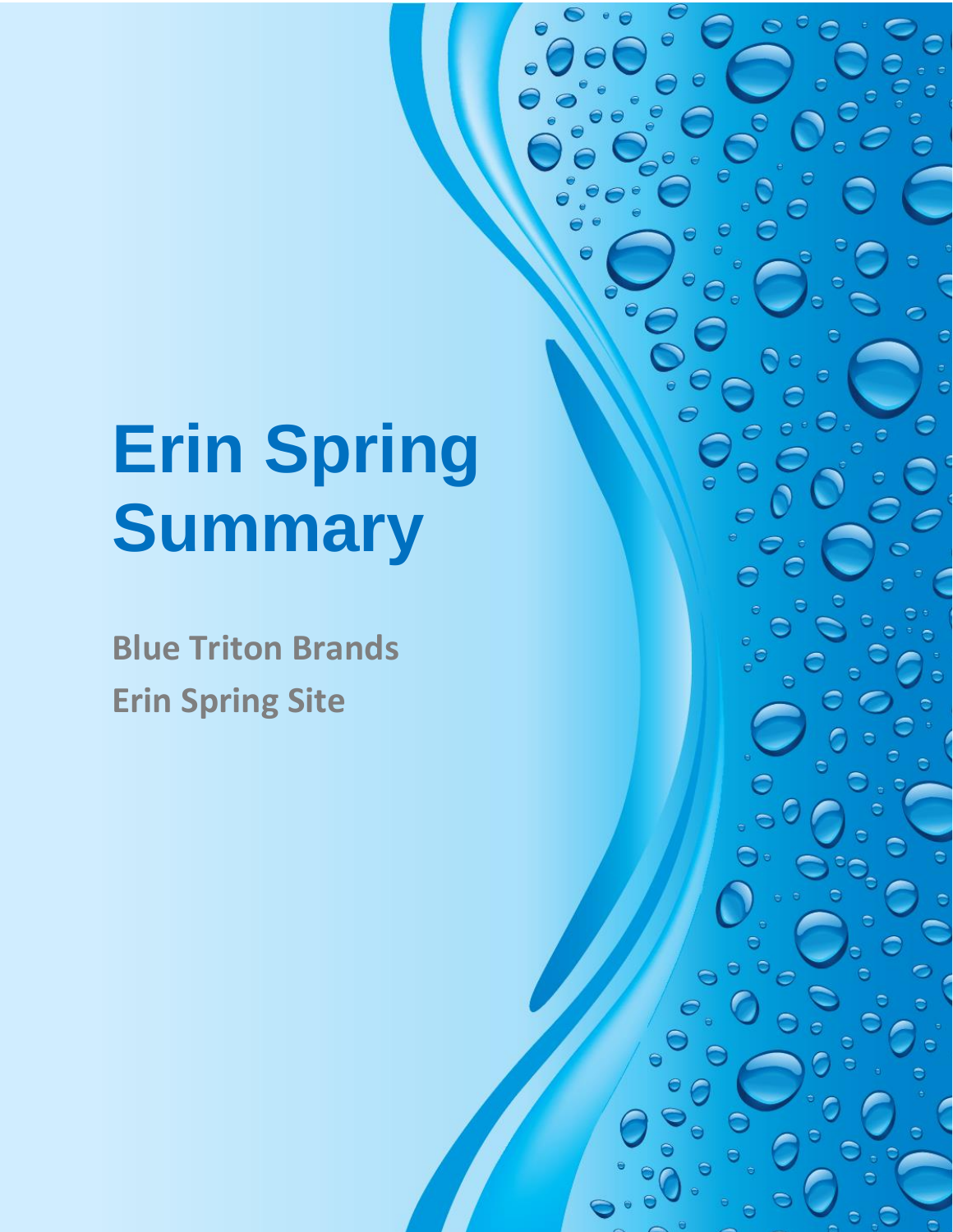# Erin Spring Summary

**Blue Triton Brands**

**Erin Spring Site**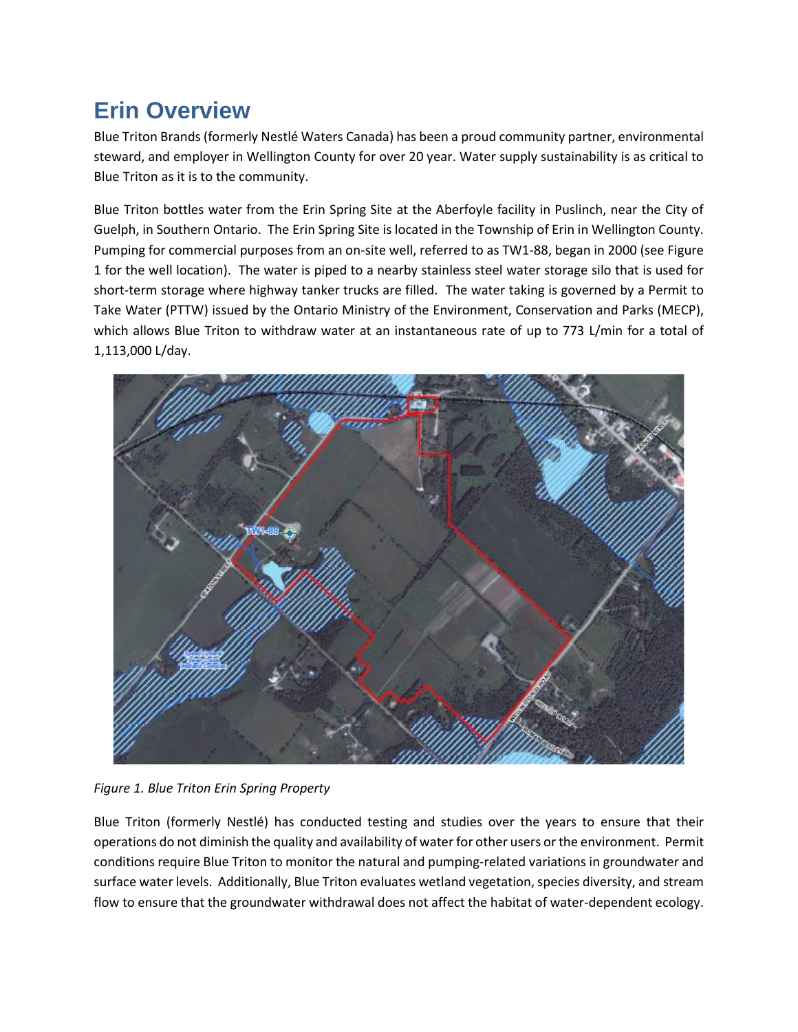# Erin Overview

Blue Triton Brands (formerly Nestlé Waters Canada) has been a proud community partner, environmental steward, and employer in Wellington County for over 20 year. Water supply sustainability is as critical to Blue Triton as it is to the community.

Blue Triton bottles water from the Erin Spring Site at the Aberfoyle facility in Puslinch, near the City of Guelph, in Southern Ontario. The Erin Spring Site is located in the Township of Erin in Wellington County. Pumping for commercial purposes from an on-site well, referred to as TW1-88, began in 2000 (see Figure 1 for the well location). The water is piped to a nearby stainless steel water storage silo that is used for short-term storage where highway tanker trucks are filled. The water taking is governed by a Permit to Take Water (PTTW) issued by the Ontario Ministry of the Environment, Conservation and Parks (MECP), which allows Blue Triton to withdraw water at an instantaneous rate of up to 773 L/min for a total of 1,113,000 L/day.

*Figure 1. Blue Triton Erin Spring Property*

Blue Triton (formerly Nestlé) has conducted testing and studies over the years to ensure that their operations do not diminish the quality and availability of water for other users or the environment. Permit conditions require Blue Triton to monitor the natural and pumping-related variations in groundwater and surface water levels. Additionally, Blue Triton evaluates wetland vegetation, species diversity, and stream flow to ensure that the groundwater withdrawal does not affect the habitat of water-dependent ecology.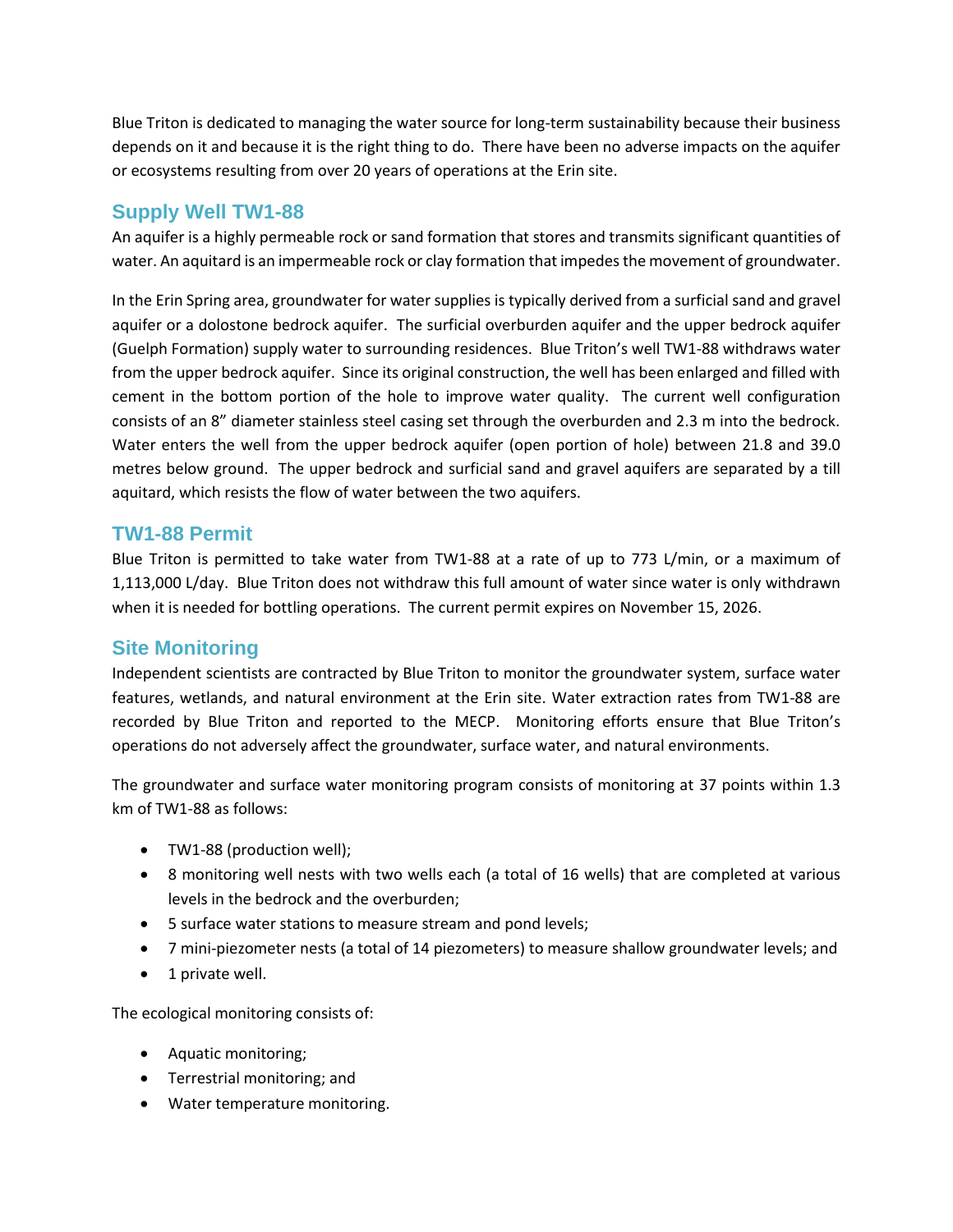Blue Triton is dedicated to managing the water source for long-term sustainability because their business depends on it and because it is the right thing to do. There have been no adverse impacts on the aquifer or ecosystems resulting from over 20 years of operations at the Erin site.

## Supply Well TW1-88

An aquifer is a highly permeable rock or sand formation that stores and transmits significant quantities of water. An aquitard is an impermeable rock or clay formation that impedes the movement of groundwater.

In the Erin Spring area, groundwater for water supplies is typically derived from a surficial sand and gravel aquifer or a dolostone bedrock aquifer. The surficial overburden aquifer and the upper bedrock aquifer (Guelph Formation) supply water to surrounding residences. Blue Triton's well TW1-88 withdraws water from the upper bedrock aquifer. Since its original construction, the well has been enlarged and filled with cement in the bottom portion of the hole to improve water quality. The current well configuration consists of an 8" diameter stainless steel casing set through the overburden and 2.3 m into the bedrock. Water enters the well from the upper bedrock aquifer (open portion of hole) between 21.8 and 39.0 metres below ground. The upper bedrock and surficial sand and gravel aquifers are separated by a till aquitard, which resists the flow of water between the two aquifers.

## TW1-88 Permit

Blue Triton is permitted to take water from TW1-88 at a rate of up to 773 L/min, or a maximum of 1,113,000 L/day. Blue Triton does not withdraw this full amount of water since water is only withdrawn when it is needed for bottling operations. The current permit expires on November 15, 2026.

## Site Monitoring

Independent scientists are contracted by Blue Triton to monitor the groundwater system, surface water features, wetlands, and natural environment at the Erin site. Water extraction rates from TW1-88 are recorded by Blue Triton and reported to the MECP. Monitoring efforts ensure that Blue Triton's operations do not adversely affect the groundwater, surface water, and natural environments.

The groundwater and surface water monitoring program consists of monitoring at 37 points within 1.3 km of TW1-88 as follows:

- TW1-88 (production well);
- 8 monitoring well nests with two wells each (a total of 16 wells) that are completed at various levels in the bedrock and the overburden;
- 5 surface water stations to measure stream and pond levels;
- 7 mini-piezometer nests (a total of 14 piezometers) to measure shallow groundwater levels; and
- 1 private well.

The ecological monitoring consists of:

- Aquatic monitoring;
- Terrestrial monitoring; and
- Water temperature monitoring.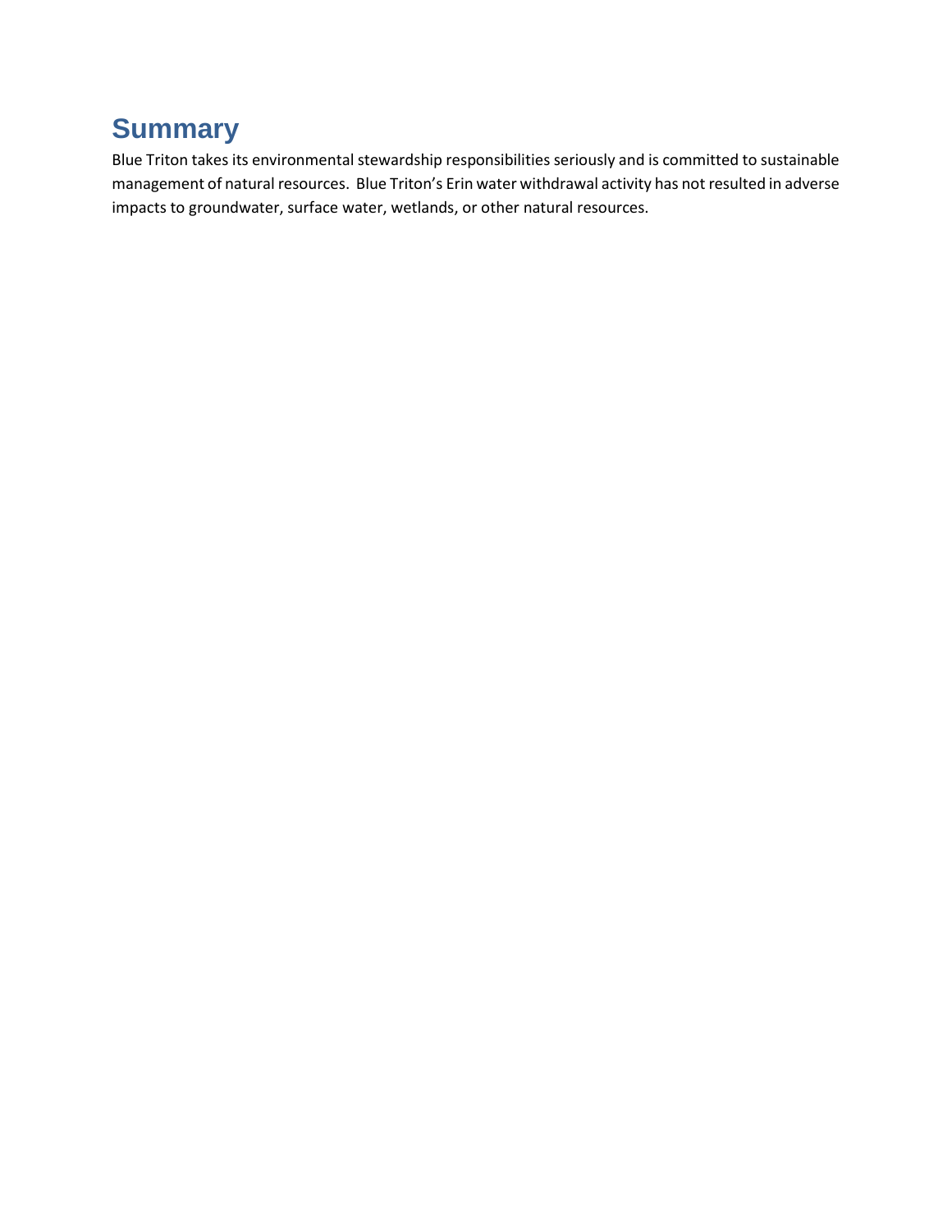## Summary

Blue Triton takes its environmental stewardship responsibilities seriously and is committed to sustainable management of natural resources. Blue Triton's Erin water withdrawal activity has not resulted in adverse impacts to groundwater, surface water, wetlands, or other natural resources.